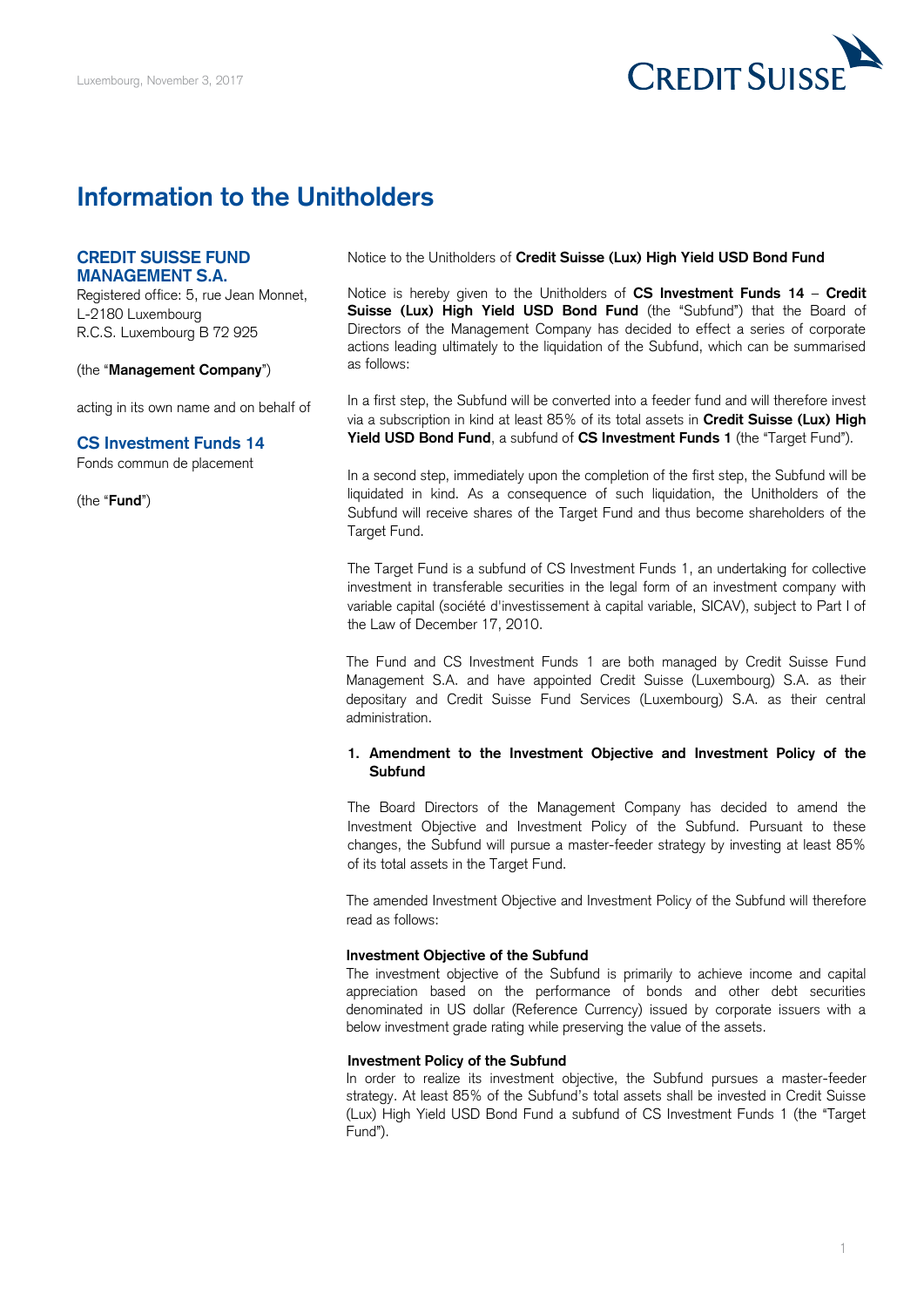Luxembourg, November 3, 2017

# Information to the Unitholders

**CREDIT SUISSE FUND MANAGEMENT S.A.**
Registered office: 5, rue Jean Monnet, L-2180 Luxembourg
R.C.S. Luxembourg B 72 925

(the "**Management Company**")

acting in its own name and on behalf of

**CS Investment Funds 14**
Fonds commun de placement

(the "**Fund**")

Notice to the Unitholders of **Credit Suisse (Lux) High Yield USD Bond Fund**

Notice is hereby given to the Unitholders of **CS Investment Funds 14** – **Credit Suisse (Lux) High Yield USD Bond Fund** (the "Subfund") that the Board of Directors of the Management Company has decided to effect a series of corporate actions leading ultimately to the liquidation of the Subfund, which can be summarised as follows:

In a first step, the Subfund will be converted into a feeder fund and will therefore invest via a subscription in kind at least 85% of its total assets in **Credit Suisse (Lux) High Yield USD Bond Fund**, a subfund of **CS Investment Funds 1** (the "Target Fund").

In a second step, immediately upon the completion of the first step, the Subfund will be liquidated in kind. As a consequence of such liquidation, the Unitholders of the Subfund will receive shares of the Target Fund and thus become shareholders of the Target Fund.

The Target Fund is a subfund of CS Investment Funds 1, an undertaking for collective investment in transferable securities in the legal form of an investment company with variable capital (société d'investissement à capital variable, SICAV), subject to Part I of the Law of December 17, 2010.

The Fund and CS Investment Funds 1 are both managed by Credit Suisse Fund Management S.A. and have appointed Credit Suisse (Luxembourg) S.A. as their depositary and Credit Suisse Fund Services (Luxembourg) S.A. as their central administration.

## 1. Amendment to the Investment Objective and Investment Policy of the Subfund

The Board Directors of the Management Company has decided to amend the Investment Objective and Investment Policy of the Subfund. Pursuant to these changes, the Subfund will pursue a master-feeder strategy by investing at least 85% of its total assets in the Target Fund.

The amended Investment Objective and Investment Policy of the Subfund will therefore read as follows:

**Investment Objective of the Subfund**
The investment objective of the Subfund is primarily to achieve income and capital appreciation based on the performance of bonds and other debt securities denominated in US dollar (Reference Currency) issued by corporate issuers with a below investment grade rating while preserving the value of the assets.

**Investment Policy of the Subfund**
In order to realize its investment objective, the Subfund pursues a master-feeder strategy. At least 85% of the Subfund's total assets shall be invested in Credit Suisse (Lux) High Yield USD Bond Fund a subfund of CS Investment Funds 1 (the "Target Fund").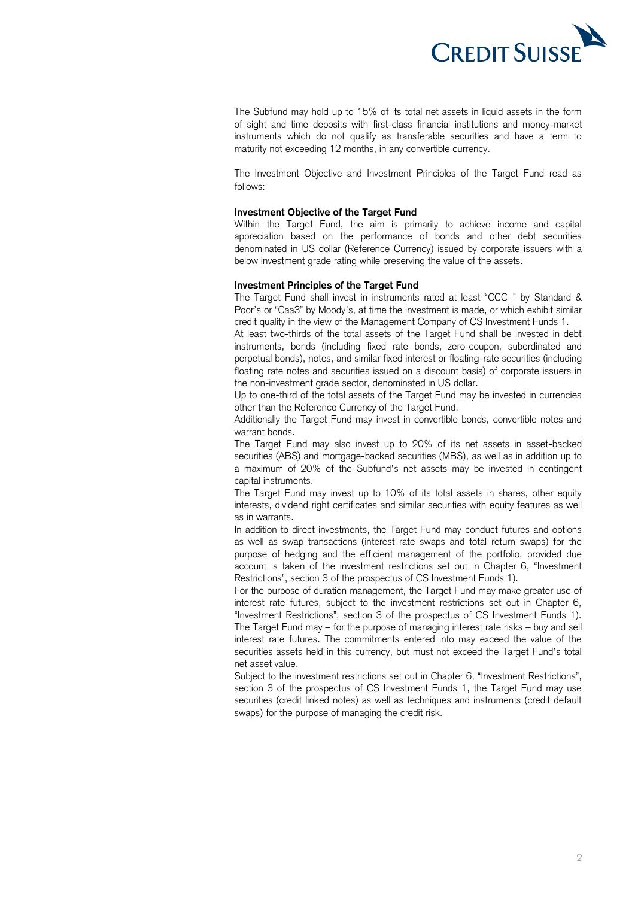The Subfund may hold up to 15% of its total net assets in liquid assets in the form of sight and time deposits with first-class financial institutions and money-market instruments which do not qualify as transferable securities and have a term to maturity not exceeding 12 months, in any convertible currency.

The Investment Objective and Investment Principles of the Target Fund read as follows:

**Investment Objective of the Target Fund**

Within the Target Fund, the aim is primarily to achieve income and capital appreciation based on the performance of bonds and other debt securities denominated in US dollar (Reference Currency) issued by corporate issuers with a below investment grade rating while preserving the value of the assets.

**Investment Principles of the Target Fund**

The Target Fund shall invest in instruments rated at least "CCC–" by Standard & Poor's or "Caa3" by Moody's, at time the investment is made, or which exhibit similar credit quality in the view of the Management Company of CS Investment Funds 1.

At least two-thirds of the total assets of the Target Fund shall be invested in debt instruments, bonds (including fixed rate bonds, zero-coupon, subordinated and perpetual bonds), notes, and similar fixed interest or floating-rate securities (including floating rate notes and securities issued on a discount basis) of corporate issuers in the non-investment grade sector, denominated in US dollar.

Up to one-third of the total assets of the Target Fund may be invested in currencies other than the Reference Currency of the Target Fund.

Additionally the Target Fund may invest in convertible bonds, convertible notes and warrant bonds.

The Target Fund may also invest up to 20% of its net assets in asset-backed securities (ABS) and mortgage-backed securities (MBS), as well as in addition up to a maximum of 20% of the Subfund's net assets may be invested in contingent capital instruments.

The Target Fund may invest up to 10% of its total assets in shares, other equity interests, dividend right certificates and similar securities with equity features as well as in warrants.

In addition to direct investments, the Target Fund may conduct futures and options as well as swap transactions (interest rate swaps and total return swaps) for the purpose of hedging and the efficient management of the portfolio, provided due account is taken of the investment restrictions set out in Chapter 6, "Investment Restrictions", section 3 of the prospectus of CS Investment Funds 1).

For the purpose of duration management, the Target Fund may make greater use of interest rate futures, subject to the investment restrictions set out in Chapter 6, "Investment Restrictions", section 3 of the prospectus of CS Investment Funds 1).

The Target Fund may – for the purpose of managing interest rate risks – buy and sell interest rate futures. The commitments entered into may exceed the value of the securities assets held in this currency, but must not exceed the Target Fund's total net asset value.

Subject to the investment restrictions set out in Chapter 6, "Investment Restrictions", section 3 of the prospectus of CS Investment Funds 1, the Target Fund may use securities (credit linked notes) as well as techniques and instruments (credit default swaps) for the purpose of managing the credit risk.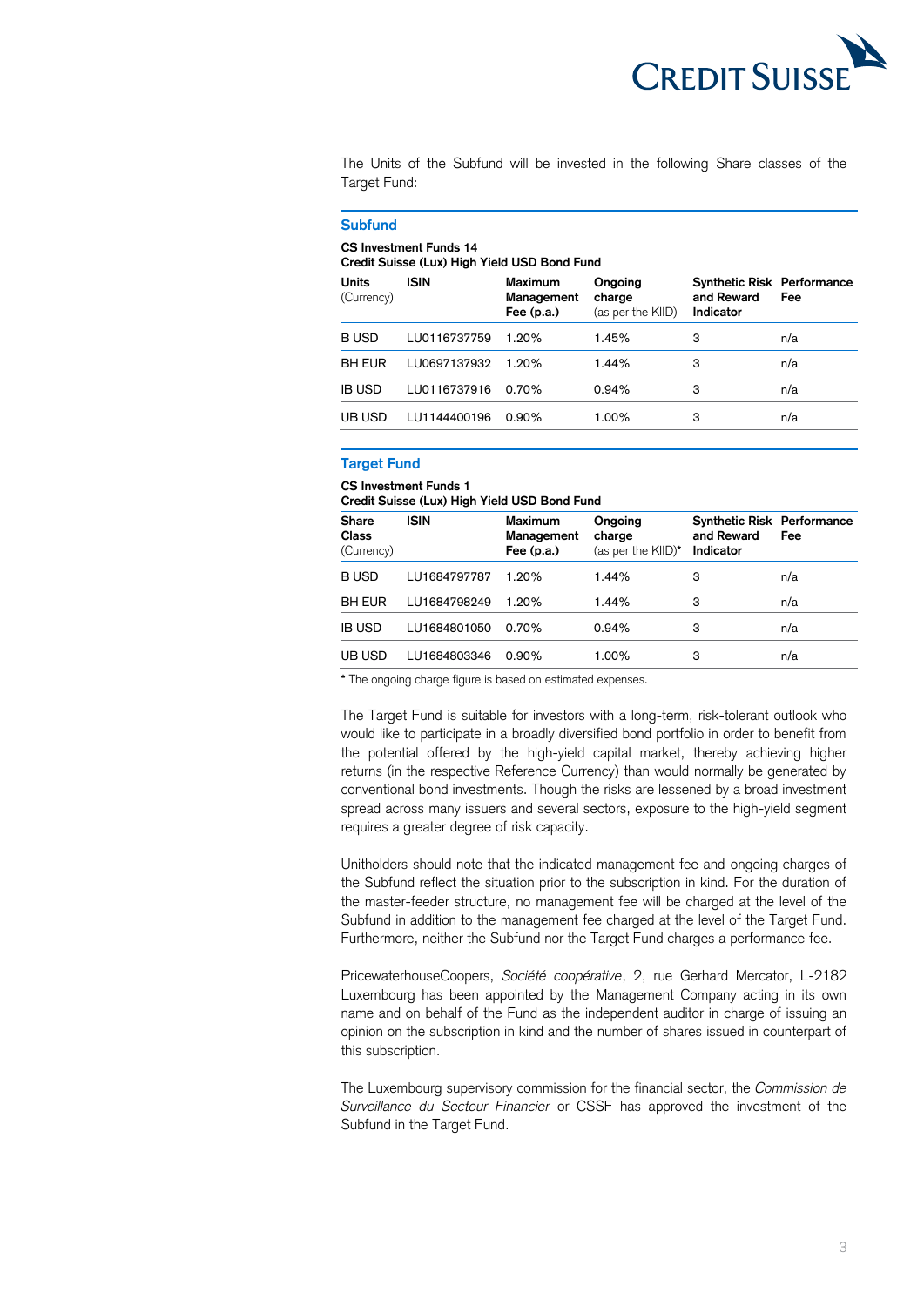The Units of the Subfund will be invested in the following Share classes of the Target Fund:

### Subfund

**CS Investment Funds 14**
**Credit Suisse (Lux) High Yield USD Bond Fund**

| **Units** (Currency) | **ISIN** | **Maximum Management Fee (p.a.)** | **Ongoing charge** (as per the KIID) | **Synthetic Risk and Reward Indicator** | **Performance Fee** |
|---|---|---|---|---|---|
| B USD | LU0116737759 | 1.20% | 1.45% | 3 | n/a |
| BH EUR | LU0697137932 | 1.20% | 1.44% | 3 | n/a |
| IB USD | LU0116737916 | 0.70% | 0.94% | 3 | n/a |
| UB USD | LU1144400196 | 0.90% | 1.00% | 3 | n/a |

### Target Fund

**CS Investment Funds 1**
**Credit Suisse (Lux) High Yield USD Bond Fund**

| **Share Class** (Currency) | **ISIN** | **Maximum Management Fee (p.a.)** | **Ongoing charge** (as per the KIID)* | **Synthetic Risk and Reward Indicator** | **Performance Fee** |
|---|---|---|---|---|---|
| B USD | LU1684797787 | 1.20% | 1.44% | 3 | n/a |
| BH EUR | LU1684798249 | 1.20% | 1.44% | 3 | n/a |
| IB USD | LU1684801050 | 0.70% | 0.94% | 3 | n/a |
| UB USD | LU1684803346 | 0.90% | 1.00% | 3 | n/a |

\* The ongoing charge figure is based on estimated expenses.

The Target Fund is suitable for investors with a long-term, risk-tolerant outlook who would like to participate in a broadly diversified bond portfolio in order to benefit from the potential offered by the high-yield capital market, thereby achieving higher returns (in the respective Reference Currency) than would normally be generated by conventional bond investments. Though the risks are lessened by a broad investment spread across many issuers and several sectors, exposure to the high-yield segment requires a greater degree of risk capacity.

Unitholders should note that the indicated management fee and ongoing charges of the Subfund reflect the situation prior to the subscription in kind. For the duration of the master-feeder structure, no management fee will be charged at the level of the Subfund in addition to the management fee charged at the level of the Target Fund. Furthermore, neither the Subfund nor the Target Fund charges a performance fee.

PricewaterhouseCoopers, *Société coopérative*, 2, rue Gerhard Mercator, L-2182 Luxembourg has been appointed by the Management Company acting in its own name and on behalf of the Fund as the independent auditor in charge of issuing an opinion on the subscription in kind and the number of shares issued in counterpart of this subscription.

The Luxembourg supervisory commission for the financial sector, the *Commission de Surveillance du Secteur Financier* or CSSF has approved the investment of the Subfund in the Target Fund.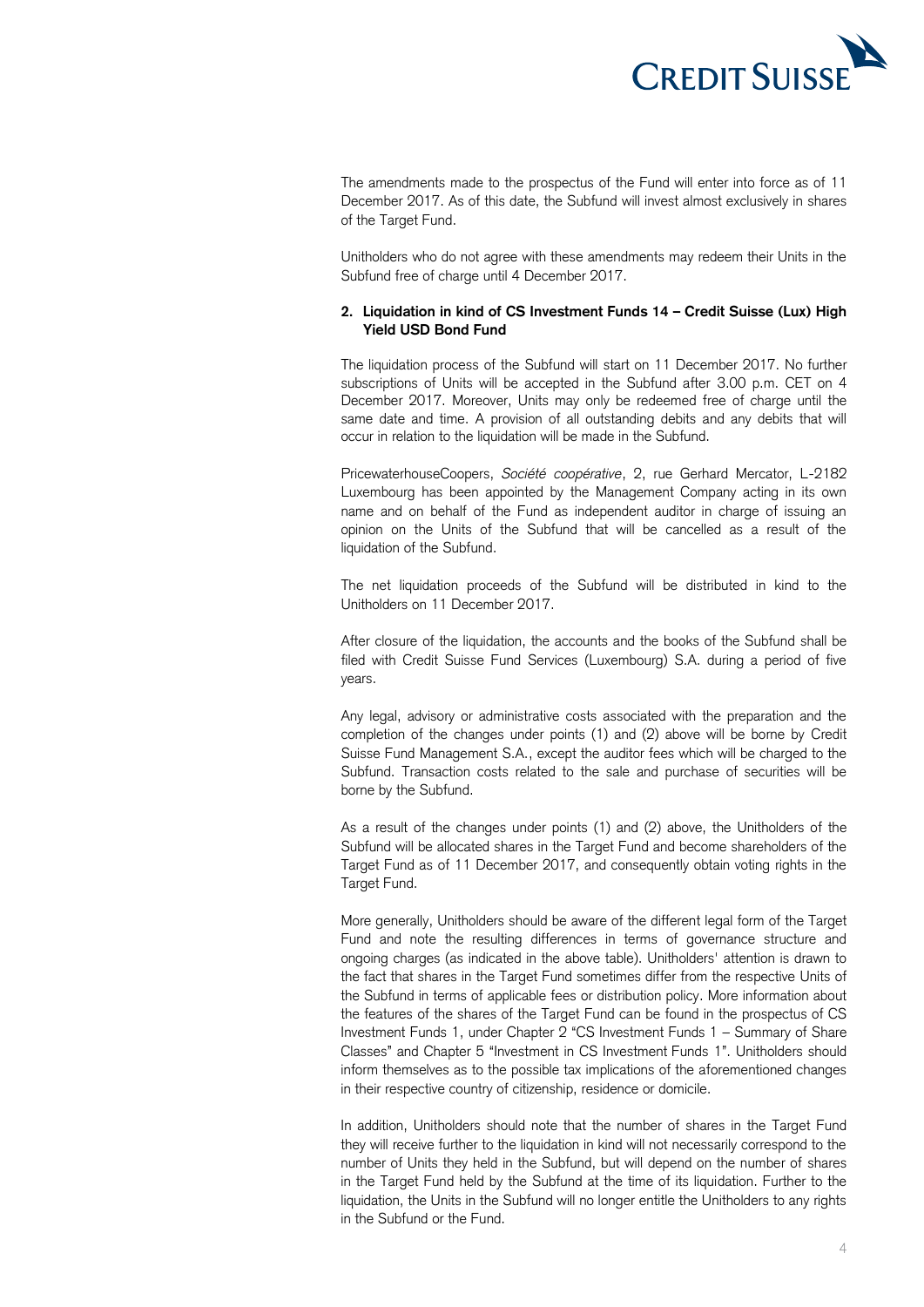The amendments made to the prospectus of the Fund will enter into force as of 11 December 2017. As of this date, the Subfund will invest almost exclusively in shares of the Target Fund.

Unitholders who do not agree with these amendments may redeem their Units in the Subfund free of charge until 4 December 2017.

**2. Liquidation in kind of CS Investment Funds 14 – Credit Suisse (Lux) High Yield USD Bond Fund**

The liquidation process of the Subfund will start on 11 December 2017. No further subscriptions of Units will be accepted in the Subfund after 3.00 p.m. CET on 4 December 2017. Moreover, Units may only be redeemed free of charge until the same date and time. A provision of all outstanding debits and any debits that will occur in relation to the liquidation will be made in the Subfund.

PricewaterhouseCoopers, *Société coopérative*, 2, rue Gerhard Mercator, L-2182 Luxembourg has been appointed by the Management Company acting in its own name and on behalf of the Fund as independent auditor in charge of issuing an opinion on the Units of the Subfund that will be cancelled as a result of the liquidation of the Subfund.

The net liquidation proceeds of the Subfund will be distributed in kind to the Unitholders on 11 December 2017.

After closure of the liquidation, the accounts and the books of the Subfund shall be filed with Credit Suisse Fund Services (Luxembourg) S.A. during a period of five years.

Any legal, advisory or administrative costs associated with the preparation and the completion of the changes under points (1) and (2) above will be borne by Credit Suisse Fund Management S.A., except the auditor fees which will be charged to the Subfund. Transaction costs related to the sale and purchase of securities will be borne by the Subfund.

As a result of the changes under points (1) and (2) above, the Unitholders of the Subfund will be allocated shares in the Target Fund and become shareholders of the Target Fund as of 11 December 2017, and consequently obtain voting rights in the Target Fund.

More generally, Unitholders should be aware of the different legal form of the Target Fund and note the resulting differences in terms of governance structure and ongoing charges (as indicated in the above table). Unitholders' attention is drawn to the fact that shares in the Target Fund sometimes differ from the respective Units of the Subfund in terms of applicable fees or distribution policy. More information about the features of the shares of the Target Fund can be found in the prospectus of CS Investment Funds 1, under Chapter 2 "CS Investment Funds 1 – Summary of Share Classes" and Chapter 5 "Investment in CS Investment Funds 1". Unitholders should inform themselves as to the possible tax implications of the aforementioned changes in their respective country of citizenship, residence or domicile.

In addition, Unitholders should note that the number of shares in the Target Fund they will receive further to the liquidation in kind will not necessarily correspond to the number of Units they held in the Subfund, but will depend on the number of shares in the Target Fund held by the Subfund at the time of its liquidation. Further to the liquidation, the Units in the Subfund will no longer entitle the Unitholders to any rights in the Subfund or the Fund.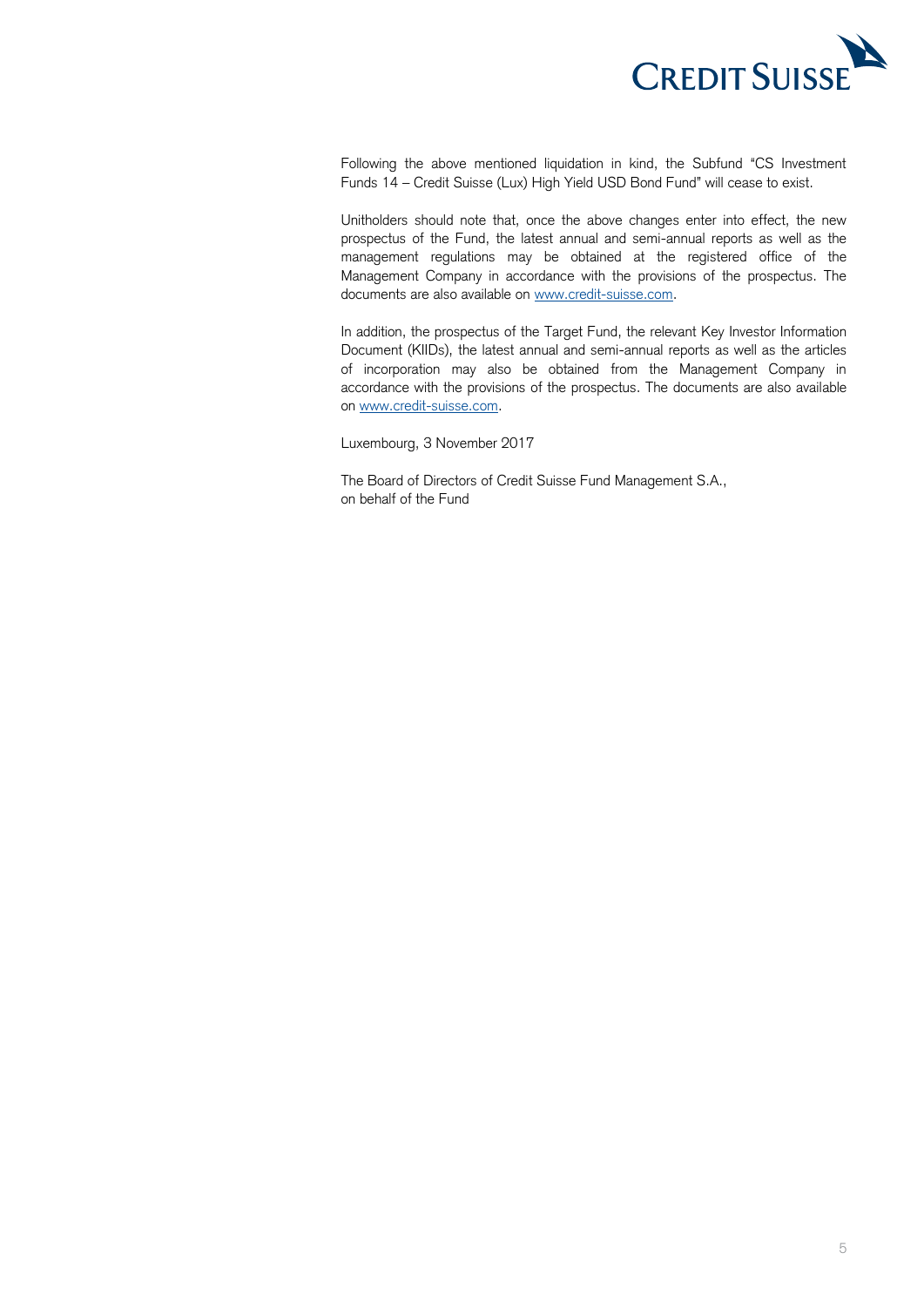Following the above mentioned liquidation in kind, the Subfund "CS Investment Funds 14 – Credit Suisse (Lux) High Yield USD Bond Fund" will cease to exist.

Unitholders should note that, once the above changes enter into effect, the new prospectus of the Fund, the latest annual and semi-annual reports as well as the management regulations may be obtained at the registered office of the Management Company in accordance with the provisions of the prospectus. The documents are also available on www.credit-suisse.com.

In addition, the prospectus of the Target Fund, the relevant Key Investor Information Document (KIIDs), the latest annual and semi-annual reports as well as the articles of incorporation may also be obtained from the Management Company in accordance with the provisions of the prospectus. The documents are also available on www.credit-suisse.com.

Luxembourg, 3 November 2017

The Board of Directors of Credit Suisse Fund Management S.A.,
on behalf of the Fund